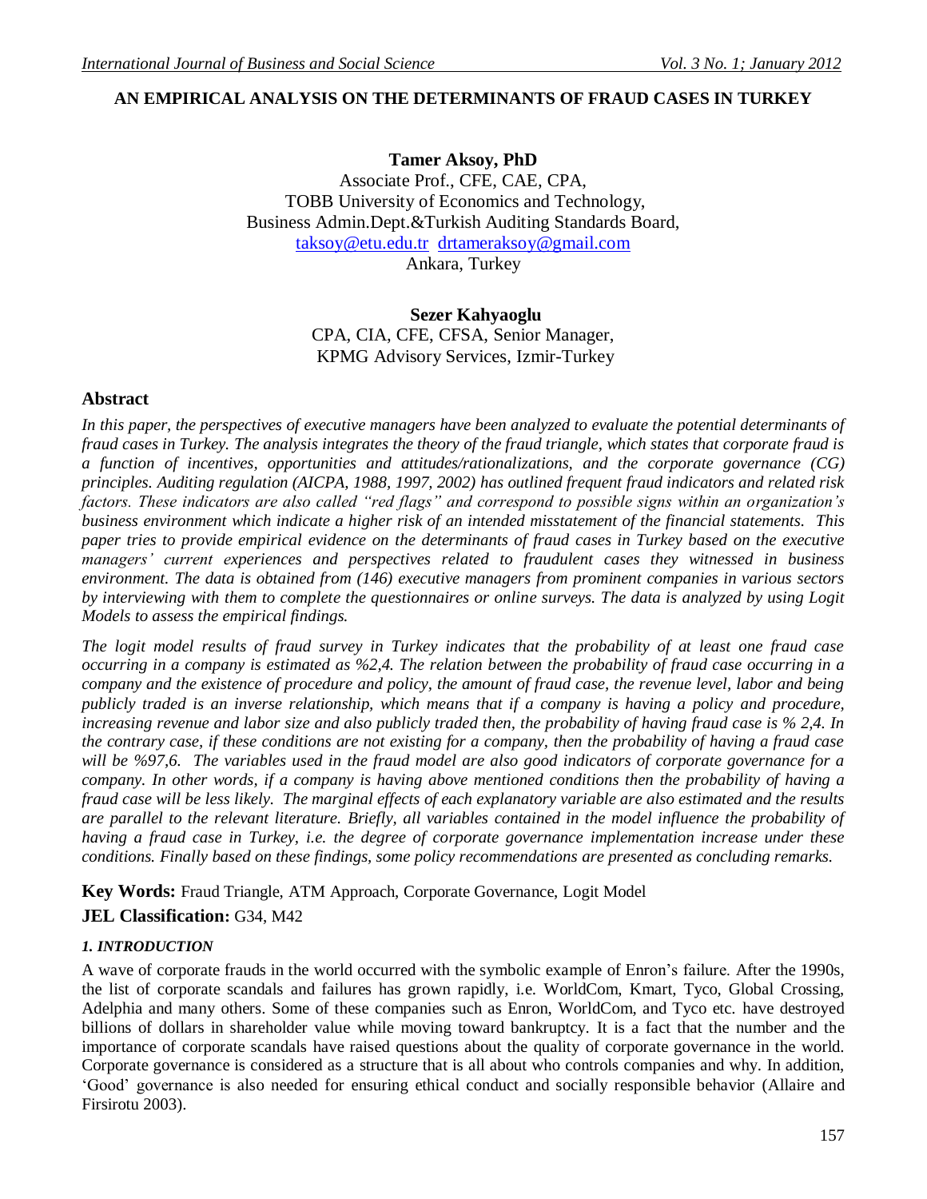# AN EMPIRICAL ANALYSIS ON THE DETERMINANTS OF FRAUD CASES IN TURKEY

**Tamer Aksoy, PhD**
Associate Prof., CFE, CAE, CPA,
TOBB University of Economics and Technology,
Business Admin.Dept.&Turkish Auditing Standards Board,
taksoy@etu.edu.tr drtameraksoy@gmail.com
Ankara, Turkey

**Sezer Kahyaoglu**
CPA, CIA, CFE, CFSA, Senior Manager,
KPMG Advisory Services, Izmir-Turkey

## Abstract

*In this paper, the perspectives of executive managers have been analyzed to evaluate the potential determinants of fraud cases in Turkey. The analysis integrates the theory of the fraud triangle, which states that corporate fraud is a function of incentives, opportunities and attitudes/rationalizations, and the corporate governance (CG) principles. Auditing regulation (AICPA, 1988, 1997, 2002) has outlined frequent fraud indicators and related risk factors. These indicators are also called "red flags" and correspond to possible signs within an organization's business environment which indicate a higher risk of an intended misstatement of the financial statements. This paper tries to provide empirical evidence on the determinants of fraud cases in Turkey based on the executive managers' current experiences and perspectives related to fraudulent cases they witnessed in business environment. The data is obtained from (146) executive managers from prominent companies in various sectors by interviewing with them to complete the questionnaires or online surveys. The data is analyzed by using Logit Models to assess the empirical findings.*

*The logit model results of fraud survey in Turkey indicates that the probability of at least one fraud case occurring in a company is estimated as %2,4. The relation between the probability of fraud case occurring in a company and the existence of procedure and policy, the amount of fraud case, the revenue level, labor and being publicly traded is an inverse relationship, which means that if a company is having a policy and procedure, increasing revenue and labor size and also publicly traded then, the probability of having fraud case is % 2,4. In the contrary case, if these conditions are not existing for a company, then the probability of having a fraud case will be %97,6. The variables used in the fraud model are also good indicators of corporate governance for a company. In other words, if a company is having above mentioned conditions then the probability of having a fraud case will be less likely. The marginal effects of each explanatory variable are also estimated and the results are parallel to the relevant literature. Briefly, all variables contained in the model influence the probability of having a fraud case in Turkey, i.e. the degree of corporate governance implementation increase under these conditions. Finally based on these findings, some policy recommendations are presented as concluding remarks.*

**Key Words:** Fraud Triangle, ATM Approach, Corporate Governance, Logit Model

**JEL Classification:** G34, M42

## *1. INTRODUCTION*

A wave of corporate frauds in the world occurred with the symbolic example of Enron's failure. After the 1990s, the list of corporate scandals and failures has grown rapidly, i.e. WorldCom, Kmart, Tyco, Global Crossing, Adelphia and many others. Some of these companies such as Enron, WorldCom, and Tyco etc. have destroyed billions of dollars in shareholder value while moving toward bankruptcy. It is a fact that the number and the importance of corporate scandals have raised questions about the quality of corporate governance in the world. Corporate governance is considered as a structure that is all about who controls companies and why. In addition, 'Good' governance is also needed for ensuring ethical conduct and socially responsible behavior (Allaire and Firsirotu 2003).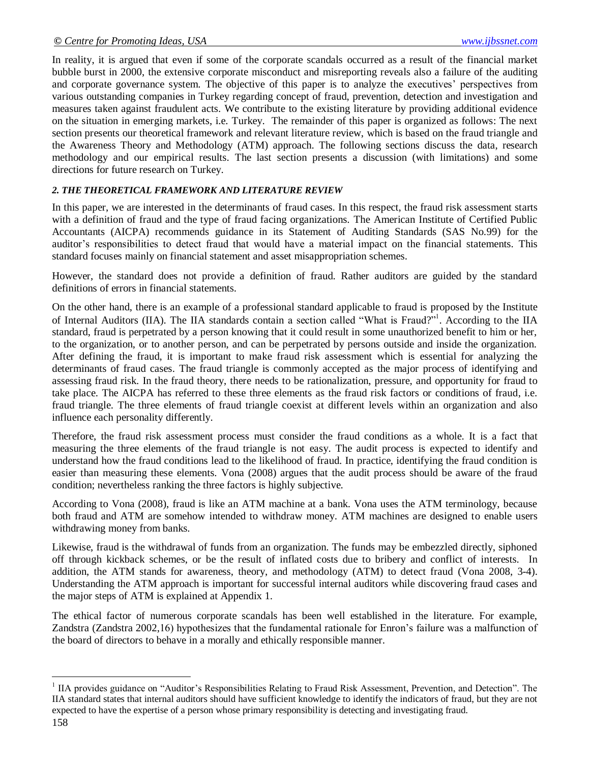In reality, it is argued that even if some of the corporate scandals occurred as a result of the financial market bubble burst in 2000, the extensive corporate misconduct and misreporting reveals also a failure of the auditing and corporate governance system. The objective of this paper is to analyze the executives' perspectives from various outstanding companies in Turkey regarding concept of fraud, prevention, detection and investigation and measures taken against fraudulent acts. We contribute to the existing literature by providing additional evidence on the situation in emerging markets, i.e. Turkey. The remainder of this paper is organized as follows: The next section presents our theoretical framework and relevant literature review, which is based on the fraud triangle and the Awareness Theory and Methodology (ATM) approach. The following sections discuss the data, research methodology and our empirical results. The last section presents a discussion (with limitations) and some directions for future research on Turkey.

## *2. THE THEORETICAL FRAMEWORK AND LITERATURE REVIEW*

In this paper, we are interested in the determinants of fraud cases. In this respect, the fraud risk assessment starts with a definition of fraud and the type of fraud facing organizations. The American Institute of Certified Public Accountants (AICPA) recommends guidance in its Statement of Auditing Standards (SAS No.99) for the auditor's responsibilities to detect fraud that would have a material impact on the financial statements. This standard focuses mainly on financial statement and asset misappropriation schemes.

However, the standard does not provide a definition of fraud. Rather auditors are guided by the standard definitions of errors in financial statements.

On the other hand, there is an example of a professional standard applicable to fraud is proposed by the Institute of Internal Auditors (IIA). The IIA standards contain a section called "What is Fraud?"[1]. According to the IIA standard, fraud is perpetrated by a person knowing that it could result in some unauthorized benefit to him or her, to the organization, or to another person, and can be perpetrated by persons outside and inside the organization. After defining the fraud, it is important to make fraud risk assessment which is essential for analyzing the determinants of fraud cases. The fraud triangle is commonly accepted as the major process of identifying and assessing fraud risk. In the fraud theory, there needs to be rationalization, pressure, and opportunity for fraud to take place. The AICPA has referred to these three elements as the fraud risk factors or conditions of fraud, i.e. fraud triangle. The three elements of fraud triangle coexist at different levels within an organization and also influence each personality differently.

Therefore, the fraud risk assessment process must consider the fraud conditions as a whole. It is a fact that measuring the three elements of the fraud triangle is not easy. The audit process is expected to identify and understand how the fraud conditions lead to the likelihood of fraud. In practice, identifying the fraud condition is easier than measuring these elements. Vona (2008) argues that the audit process should be aware of the fraud condition; nevertheless ranking the three factors is highly subjective.

According to Vona (2008), fraud is like an ATM machine at a bank. Vona uses the ATM terminology, because both fraud and ATM are somehow intended to withdraw money. ATM machines are designed to enable users withdrawing money from banks.

Likewise, fraud is the withdrawal of funds from an organization. The funds may be embezzled directly, siphoned off through kickback schemes, or be the result of inflated costs due to bribery and conflict of interests. In addition, the ATM stands for awareness, theory, and methodology (ATM) to detect fraud (Vona 2008, 3-4). Understanding the ATM approach is important for successful internal auditors while discovering fraud cases and the major steps of ATM is explained at Appendix 1.

The ethical factor of numerous corporate scandals has been well established in the literature. For example, Zandstra (Zandstra 2002,16) hypothesizes that the fundamental rationale for Enron's failure was a malfunction of the board of directors to behave in a morally and ethically responsible manner.

---

[1] IIA provides guidance on "Auditor's Responsibilities Relating to Fraud Risk Assessment, Prevention, and Detection". The IIA standard states that internal auditors should have sufficient knowledge to identify the indicators of fraud, but they are not expected to have the expertise of a person whose primary responsibility is detecting and investigating fraud.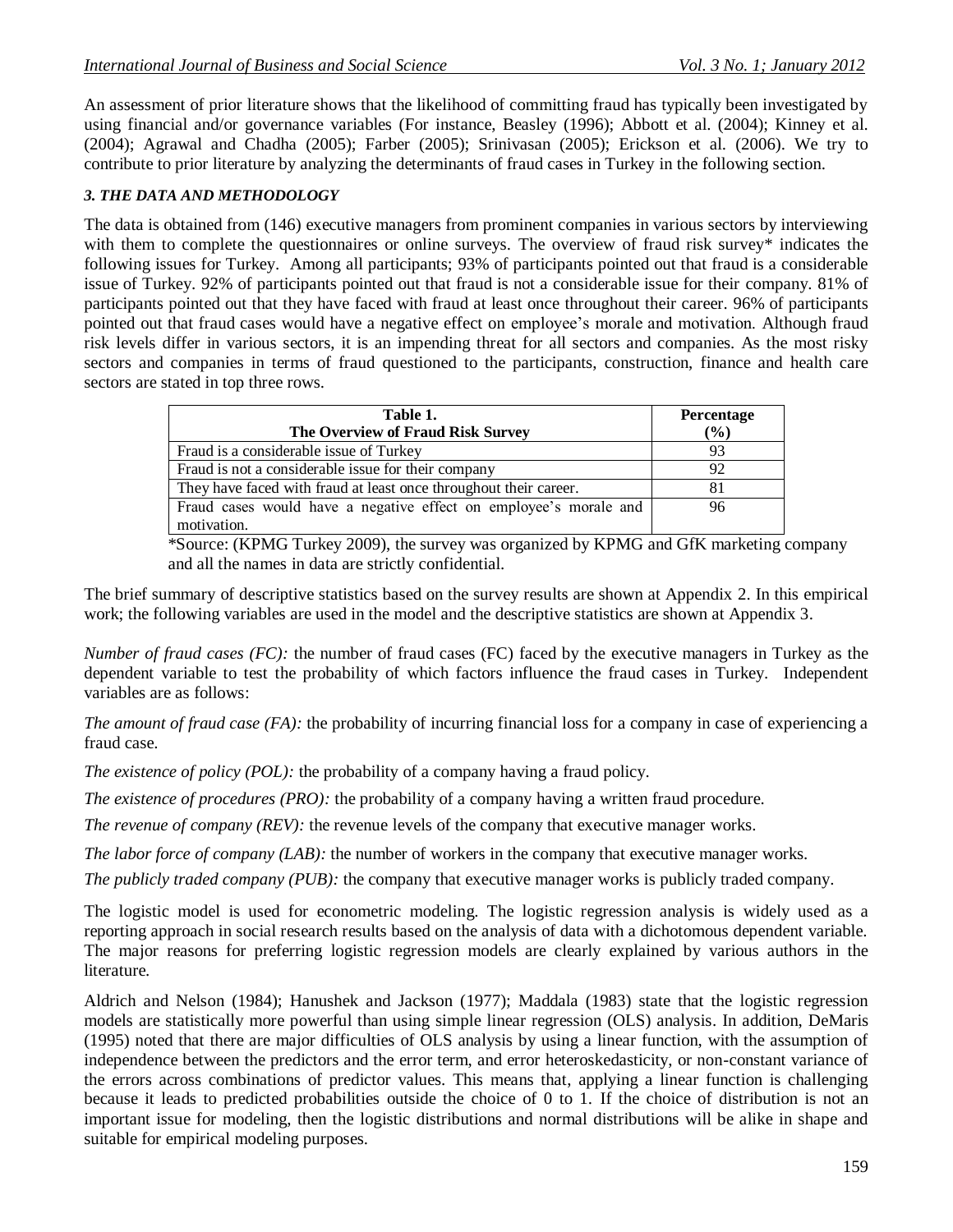An assessment of prior literature shows that the likelihood of committing fraud has typically been investigated by using financial and/or governance variables (For instance, Beasley (1996); Abbott et al. (2004); Kinney et al. (2004); Agrawal and Chadha (2005); Farber (2005); Srinivasan (2005); Erickson et al. (2006). We try to contribute to prior literature by analyzing the determinants of fraud cases in Turkey in the following section.

### *3. THE DATA AND METHODOLOGY*

The data is obtained from (146) executive managers from prominent companies in various sectors by interviewing with them to complete the questionnaires or online surveys. The overview of fraud risk survey* indicates the following issues for Turkey. Among all participants; 93% of participants pointed out that fraud is a considerable issue of Turkey. 92% of participants pointed out that fraud is not a considerable issue for their company. 81% of participants pointed out that they have faced with fraud at least once throughout their career. 96% of participants pointed out that fraud cases would have a negative effect on employee's morale and motivation. Although fraud risk levels differ in various sectors, it is an impending threat for all sectors and companies. As the most risky sectors and companies in terms of fraud questioned to the participants, construction, finance and health care sectors are stated in top three rows.

| **Table 1. The Overview of Fraud Risk Survey** | **Percentage (%)** |
|---|---|
| Fraud is a considerable issue of Turkey | 93 |
| Fraud is not a considerable issue for their company | 92 |
| They have faced with fraud at least once throughout their career. | 81 |
| Fraud cases would have a negative effect on employee's morale and motivation. | 96 |

*Source: (KPMG Turkey 2009), the survey was organized by KPMG and GfK marketing company and all the names in data are strictly confidential.

The brief summary of descriptive statistics based on the survey results are shown at Appendix 2. In this empirical work; the following variables are used in the model and the descriptive statistics are shown at Appendix 3.

*Number of fraud cases (FC):* the number of fraud cases (FC) faced by the executive managers in Turkey as the dependent variable to test the probability of which factors influence the fraud cases in Turkey. Independent variables are as follows:

*The amount of fraud case (FA):* the probability of incurring financial loss for a company in case of experiencing a fraud case.

*The existence of policy (POL):* the probability of a company having a fraud policy.

*The existence of procedures (PRO):* the probability of a company having a written fraud procedure.

*The revenue of company (REV):* the revenue levels of the company that executive manager works.

*The labor force of company (LAB):* the number of workers in the company that executive manager works.

*The publicly traded company (PUB):* the company that executive manager works is publicly traded company.

The logistic model is used for econometric modeling. The logistic regression analysis is widely used as a reporting approach in social research results based on the analysis of data with a dichotomous dependent variable. The major reasons for preferring logistic regression models are clearly explained by various authors in the literature.

Aldrich and Nelson (1984); Hanushek and Jackson (1977); Maddala (1983) state that the logistic regression models are statistically more powerful than using simple linear regression (OLS) analysis. In addition, DeMaris (1995) noted that there are major difficulties of OLS analysis by using a linear function, with the assumption of independence between the predictors and the error term, and error heteroskedasticity, or non-constant variance of the errors across combinations of predictor values. This means that, applying a linear function is challenging because it leads to predicted probabilities outside the choice of 0 to 1. If the choice of distribution is not an important issue for modeling, then the logistic distributions and normal distributions will be alike in shape and suitable for empirical modeling purposes.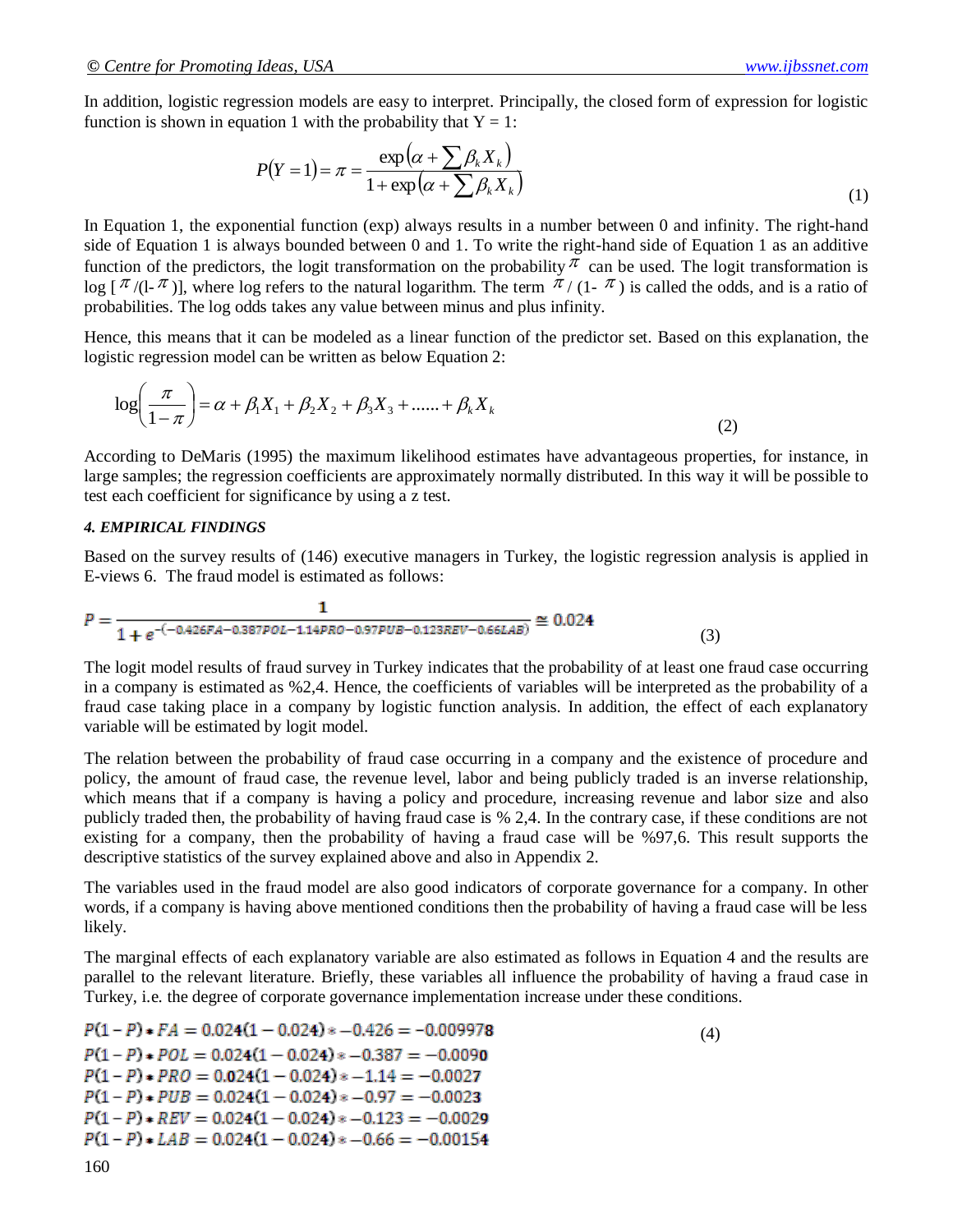In addition, logistic regression models are easy to interpret. Principally, the closed form of expression for logistic function is shown in equation 1 with the probability that Y = 1:

$$P(Y=1) = \pi = \frac{\exp\left(\alpha + \sum \beta_k X_k\right)}{1 + \exp\left(\alpha + \sum \beta_k X_k\right)} \tag{1}$$

In Equation 1, the exponential function (exp) always results in a number between 0 and infinity. The right-hand side of Equation 1 is always bounded between 0 and 1. To write the right-hand side of Equation 1 as an additive function of the predictors, the logit transformation on the probability $\pi$ can be used. The logit transformation is log [ $\pi$ /(l- $\pi$ )], where log refers to the natural logarithm. The term $\pi$ / (1- $\pi$ ) is called the odds, and is a ratio of probabilities. The log odds takes any value between minus and plus infinity.

Hence, this means that it can be modeled as a linear function of the predictor set. Based on this explanation, the logistic regression model can be written as below Equation 2:

$$\log\left(\frac{\pi}{1-\pi}\right) = \alpha + \beta_1 X_1 + \beta_2 X_2 + \beta_3 X_3 + ...... + \beta_k X_k \tag{2}$$

According to DeMaris (1995) the maximum likelihood estimates have advantageous properties, for instance, in large samples; the regression coefficients are approximately normally distributed. In this way it will be possible to test each coefficient for significance by using a z test.

#### *4. EMPIRICAL FINDINGS*

Based on the survey results of (146) executive managers in Turkey, the logistic regression analysis is applied in E-views 6. The fraud model is estimated as follows:

$$P = \frac{1}{1 + e^{-(-0.426FA - 0.387POL - 1.14PRO - 0.97PUB - 0.123REV - 0.66LAB)}} \cong 0.024 \tag{3}$$

The logit model results of fraud survey in Turkey indicates that the probability of at least one fraud case occurring in a company is estimated as %2,4. Hence, the coefficients of variables will be interpreted as the probability of a fraud case taking place in a company by logistic function analysis. In addition, the effect of each explanatory variable will be estimated by logit model.

The relation between the probability of fraud case occurring in a company and the existence of procedure and policy, the amount of fraud case, the revenue level, labor and being publicly traded is an inverse relationship, which means that if a company is having a policy and procedure, increasing revenue and labor size and also publicly traded then, the probability of having fraud case is % 2,4. In the contrary case, if these conditions are not existing for a company, then the probability of having a fraud case will be %97,6. This result supports the descriptive statistics of the survey explained above and also in Appendix 2.

The variables used in the fraud model are also good indicators of corporate governance for a company. In other words, if a company is having above mentioned conditions then the probability of having a fraud case will be less likely.

The marginal effects of each explanatory variable are also estimated as follows in Equation 4 and the results are parallel to the relevant literature. Briefly, these variables all influence the probability of having a fraud case in Turkey, i.e. the degree of corporate governance implementation increase under these conditions.

$$\begin{aligned}
P(1-P) * FA &= 0.024(1-0.024) * -0.426 = -0.009978 \\
P(1-P) * POL &= 0.024(1-0.024) * -0.387 = -0.0090 \\
P(1-P) * PRO &= 0.024(1-0.024) * -1.14 = -0.0027 \\
P(1-P) * PUB &= 0.024(1-0.024) * -0.97 = -0.0023 \\
P(1-P) * REV &= 0.024(1-0.024) * -0.123 = -0.0029 \\
P(1-P) * LAB &= 0.024(1-0.024) * -0.66 = -0.00154
\end{aligned} \tag{4}$$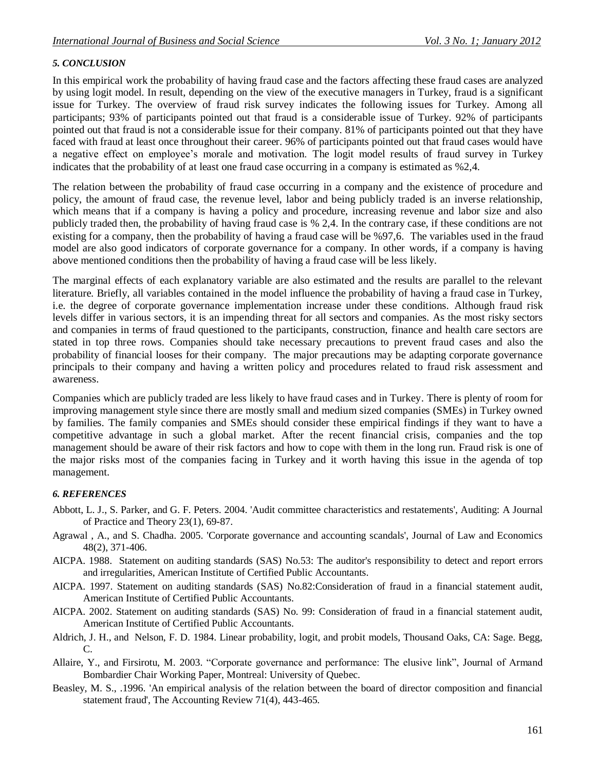### *5. CONCLUSION*

In this empirical work the probability of having fraud case and the factors affecting these fraud cases are analyzed by using logit model. In result, depending on the view of the executive managers in Turkey, fraud is a significant issue for Turkey. The overview of fraud risk survey indicates the following issues for Turkey. Among all participants; 93% of participants pointed out that fraud is a considerable issue of Turkey. 92% of participants pointed out that fraud is not a considerable issue for their company. 81% of participants pointed out that they have faced with fraud at least once throughout their career. 96% of participants pointed out that fraud cases would have a negative effect on employee's morale and motivation. The logit model results of fraud survey in Turkey indicates that the probability of at least one fraud case occurring in a company is estimated as %2,4.

The relation between the probability of fraud case occurring in a company and the existence of procedure and policy, the amount of fraud case, the revenue level, labor and being publicly traded is an inverse relationship, which means that if a company is having a policy and procedure, increasing revenue and labor size and also publicly traded then, the probability of having fraud case is % 2,4. In the contrary case, if these conditions are not existing for a company, then the probability of having a fraud case will be %97,6. The variables used in the fraud model are also good indicators of corporate governance for a company. In other words, if a company is having above mentioned conditions then the probability of having a fraud case will be less likely.

The marginal effects of each explanatory variable are also estimated and the results are parallel to the relevant literature. Briefly, all variables contained in the model influence the probability of having a fraud case in Turkey, i.e. the degree of corporate governance implementation increase under these conditions. Although fraud risk levels differ in various sectors, it is an impending threat for all sectors and companies. As the most risky sectors and companies in terms of fraud questioned to the participants, construction, finance and health care sectors are stated in top three rows. Companies should take necessary precautions to prevent fraud cases and also the probability of financial looses for their company. The major precautions may be adapting corporate governance principals to their company and having a written policy and procedures related to fraud risk assessment and awareness.

Companies which are publicly traded are less likely to have fraud cases and in Turkey. There is plenty of room for improving management style since there are mostly small and medium sized companies (SMEs) in Turkey owned by families. The family companies and SMEs should consider these empirical findings if they want to have a competitive advantage in such a global market. After the recent financial crisis, companies and the top management should be aware of their risk factors and how to cope with them in the long run. Fraud risk is one of the major risks most of the companies facing in Turkey and it worth having this issue in the agenda of top management.

### *6. REFERENCES*

Abbott, L. J., S. Parker, and G. F. Peters. 2004. 'Audit committee characteristics and restatements', Auditing: A Journal of Practice and Theory 23(1), 69-87.

Agrawal , A., and S. Chadha. 2005. 'Corporate governance and accounting scandals', Journal of Law and Economics 48(2), 371-406.

AICPA. 1988. Statement on auditing standards (SAS) No.53: The auditor's responsibility to detect and report errors and irregularities, American Institute of Certified Public Accountants.

AICPA. 1997. Statement on auditing standards (SAS) No.82:Consideration of fraud in a financial statement audit, American Institute of Certified Public Accountants.

AICPA. 2002. Statement on auditing standards (SAS) No. 99: Consideration of fraud in a financial statement audit, American Institute of Certified Public Accountants.

Aldrich, J. H., and Nelson, F. D. 1984. Linear probability, logit, and probit models, Thousand Oaks, CA: Sage. Begg, C.

Allaire, Y., and Firsirotu, M. 2003. "Corporate governance and performance: The elusive link", Journal of Armand Bombardier Chair Working Paper, Montreal: University of Quebec.

Beasley, M. S., .1996. 'An empirical analysis of the relation between the board of director composition and financial statement fraud', The Accounting Review 71(4), 443-465.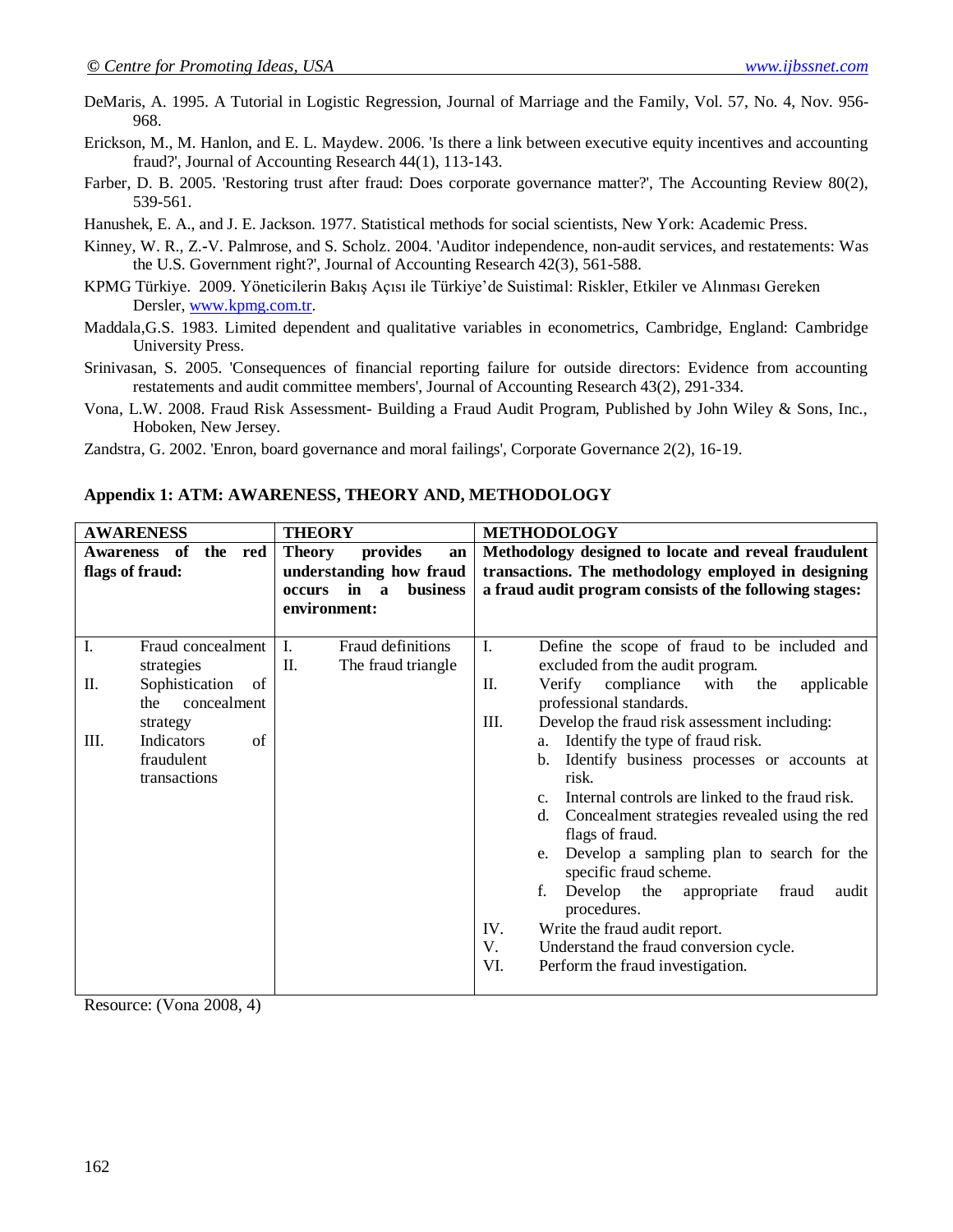DeMaris, A. 1995. A Tutorial in Logistic Regression, Journal of Marriage and the Family, Vol. 57, No. 4, Nov. 956-968.

Erickson, M., M. Hanlon, and E. L. Maydew. 2006. 'Is there a link between executive equity incentives and accounting fraud?', Journal of Accounting Research 44(1), 113-143.

Farber, D. B. 2005. 'Restoring trust after fraud: Does corporate governance matter?', The Accounting Review 80(2), 539-561.

Hanushek, E. A., and J. E. Jackson. 1977. Statistical methods for social scientists, New York: Academic Press.

Kinney, W. R., Z.-V. Palmrose, and S. Scholz. 2004. 'Auditor independence, non-audit services, and restatements: Was the U.S. Government right?', Journal of Accounting Research 42(3), 561-588.

KPMG Türkiye. 2009. Yöneticilerin Bakış Açısı ile Türkiye'de Suistimal: Riskler, Etkiler ve Alınması Gereken Dersler, www.kpmg.com.tr.

Maddala,G.S. 1983. Limited dependent and qualitative variables in econometrics, Cambridge, England: Cambridge University Press.

Srinivasan, S. 2005. 'Consequences of financial reporting failure for outside directors: Evidence from accounting restatements and audit committee members', Journal of Accounting Research 43(2), 291-334.

Vona, L.W. 2008. Fraud Risk Assessment- Building a Fraud Audit Program, Published by John Wiley & Sons, Inc., Hoboken, New Jersey.

Zandstra, G. 2002. 'Enron, board governance and moral failings', Corporate Governance 2(2), 16-19.

## Appendix 1: ATM: AWARENESS, THEORY AND, METHODOLOGY

| AWARENESS | THEORY | METHODOLOGY |
|---|---|---|
| **Awareness of the red flags of fraud:** | **Theory provides an understanding how fraud occurs in a business environment:** | **Methodology designed to locate and reveal fraudulent transactions. The methodology employed in designing a fraud audit program consists of the following stages:** |
| I. Fraud concealment strategies<br>II. Sophistication of the concealment strategy<br>III. Indicators of fraudulent transactions | I. Fraud definitions<br>II. The fraud triangle | I. Define the scope of fraud to be included and excluded from the audit program.<br>II. Verify compliance with the applicable professional standards.<br>III. Develop the fraud risk assessment including:<br>a. Identify the type of fraud risk.<br>b. Identify business processes or accounts at risk.<br>c. Internal controls are linked to the fraud risk.<br>d. Concealment strategies revealed using the red flags of fraud.<br>e. Develop a sampling plan to search for the specific fraud scheme.<br>f. Develop the appropriate fraud audit procedures.<br>IV. Write the fraud audit report.<br>V. Understand the fraud conversion cycle.<br>VI. Perform the fraud investigation. |

Resource: (Vona 2008, 4)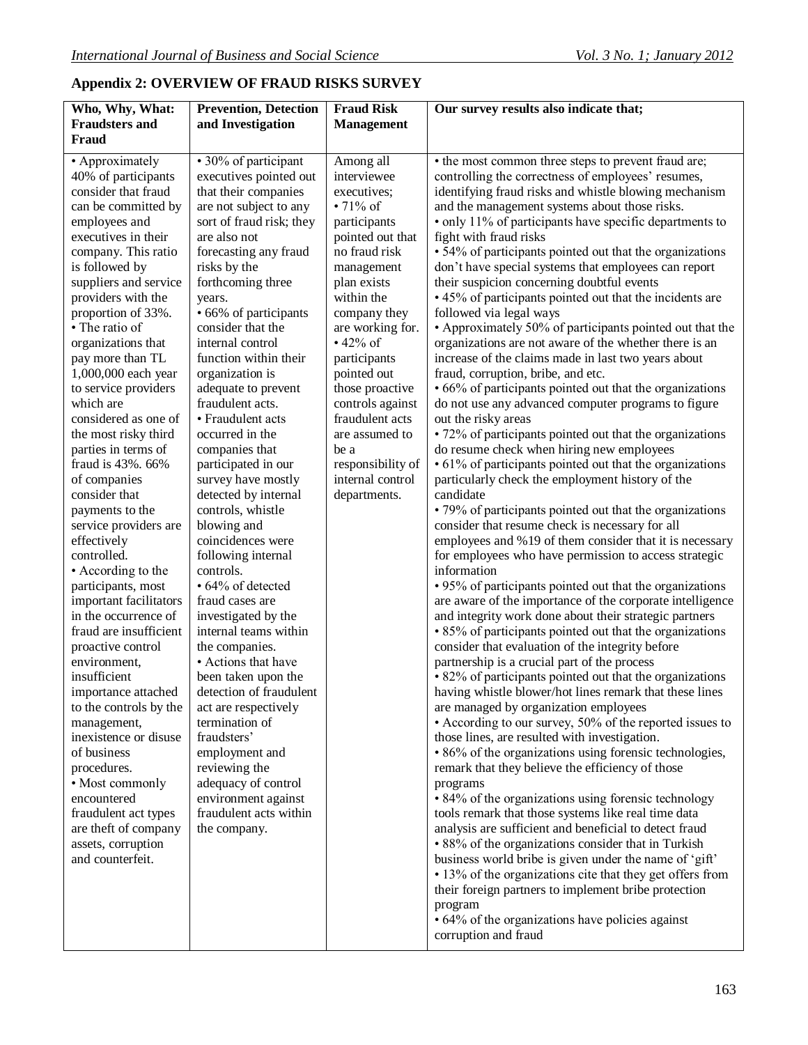## Appendix 2: OVERVIEW OF FRAUD RISKS SURVEY

| Who, Why, What: Fraudsters and Fraud | Prevention, Detection and Investigation | Fraud Risk Management | Our survey results also indicate that; |
|---|---|---|---|
| • Approximately 40% of participants consider that fraud can be committed by employees and executives in their company. This ratio is followed by suppliers and service providers with the proportion of 33%.<br>• The ratio of organizations that pay more than TL 1,000,000 each year to service providers which are considered as one of the most risky third parties in terms of fraud is 43%. 66% of companies consider that payments to the service providers are effectively controlled.<br>• According to the participants, most important facilitators in the occurrence of fraud are insufficient proactive control environment, insufficient importance attached to the controls by the management, inexistence or disuse of business procedures.<br>• Most commonly encountered fraudulent act types are theft of company assets, corruption and counterfeit. | • 30% of participant executives pointed out that their companies are not subject to any sort of fraud risk; they are also not forecasting any fraud risks by the forthcoming three years.<br>• 66% of participants consider that the internal control function within their organization is adequate to prevent fraudulent acts.<br>• Fraudulent acts occurred in the companies that participated in our survey have mostly detected by internal controls, whistle blowing and coincidences were following internal controls.<br>• 64% of detected fraud cases are investigated by the internal teams within the companies.<br>• Actions that have been taken upon the detection of fraudulent act are respectively termination of fraudsters' employment and reviewing the adequacy of control environment against fraudulent acts within the company. | Among all interviewee executives;<br>• 71% of participants pointed out that no fraud risk management plan exists within the company they are working for.<br>• 42% of participants pointed out those proactive controls against fraudulent acts are assumed to be a responsibility of internal control departments. | • the most common three steps to prevent fraud are; controlling the correctness of employees' resumes, identifying fraud risks and whistle blowing mechanism and the management systems about those risks.<br>• only 11% of participants have specific departments to fight with fraud risks<br>• 54% of participants pointed out that the organizations don't have special systems that employees can report their suspicion concerning doubtful events<br>• 45% of participants pointed out that the incidents are followed via legal ways<br>• Approximately 50% of participants pointed out that the organizations are not aware of the whether there is an increase of the claims made in last two years about fraud, corruption, bribe, and etc.<br>• 66% of participants pointed out that the organizations do not use any advanced computer programs to figure out the risky areas<br>• 72% of participants pointed out that the organizations do resume check when hiring new employees<br>• 61% of participants pointed out that the organizations particularly check the employment history of the candidate<br>• 79% of participants pointed out that the organizations consider that resume check is necessary for all employees and %19 of them consider that it is necessary for employees who have permission to access strategic information<br>• 95% of participants pointed out that the organizations are aware of the importance of the corporate intelligence and integrity work done about their strategic partners<br>• 85% of participants pointed out that the organizations consider that evaluation of the integrity before partnership is a crucial part of the process<br>• 82% of participants pointed out that the organizations having whistle blower/hot lines remark that these lines are managed by organization employees<br>• According to our survey, 50% of the reported issues to those lines, are resulted with investigation.<br>• 86% of the organizations using forensic technologies, remark that they believe the efficiency of those programs<br>• 84% of the organizations using forensic technology tools remark that those systems like real time data analysis are sufficient and beneficial to detect fraud<br>• 88% of the organizations consider that in Turkish business world bribe is given under the name of 'gift'<br>• 13% of the organizations cite that they get offers from their foreign partners to implement bribe protection program<br>• 64% of the organizations have policies against corruption and fraud |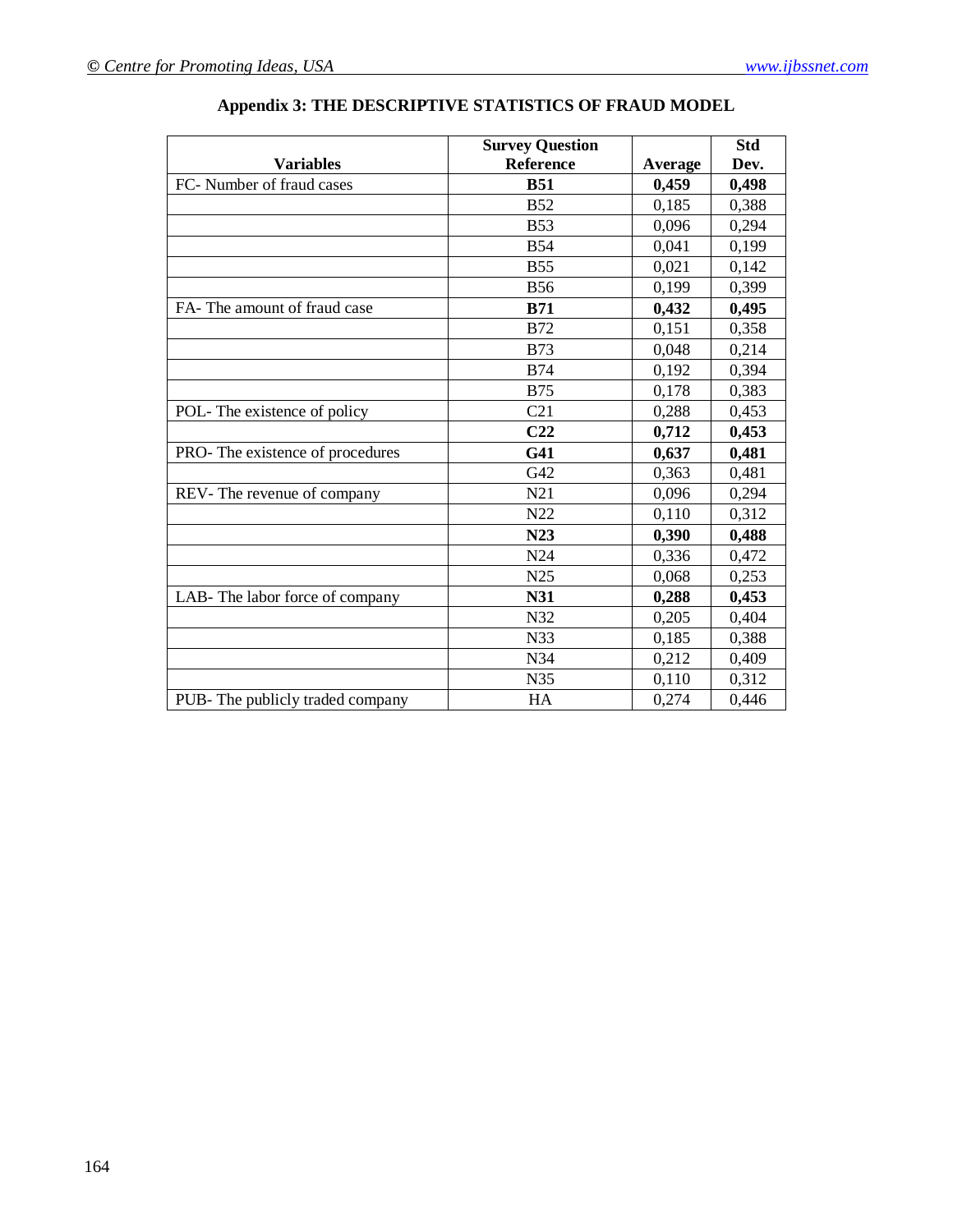**Appendix 3: THE DESCRIPTIVE STATISTICS OF FRAUD MODEL**

| Variables | Survey Question Reference | Average | Std Dev. |
|---|---|---|---|
| FC- Number of fraud cases | **B51** | **0,459** | **0,498** |
| | B52 | 0,185 | 0,388 |
| | B53 | 0,096 | 0,294 |
| | B54 | 0,041 | 0,199 |
| | B55 | 0,021 | 0,142 |
| | B56 | 0,199 | 0,399 |
| FA- The amount of fraud case | **B71** | **0,432** | **0,495** |
| | B72 | 0,151 | 0,358 |
| | B73 | 0,048 | 0,214 |
| | B74 | 0,192 | 0,394 |
| | B75 | 0,178 | 0,383 |
| POL- The existence of policy | C21 | 0,288 | 0,453 |
| | **C22** | **0,712** | **0,453** |
| PRO- The existence of procedures | **G41** | **0,637** | **0,481** |
| | G42 | 0,363 | 0,481 |
| REV- The revenue of company | N21 | 0,096 | 0,294 |
| | N22 | 0,110 | 0,312 |
| | **N23** | **0,390** | **0,488** |
| | N24 | 0,336 | 0,472 |
| | N25 | 0,068 | 0,253 |
| LAB- The labor force of company | **N31** | **0,288** | **0,453** |
| | N32 | 0,205 | 0,404 |
| | N33 | 0,185 | 0,388 |
| | N34 | 0,212 | 0,409 |
| | N35 | 0,110 | 0,312 |
| PUB- The publicly traded company | HA | 0,274 | 0,446 |